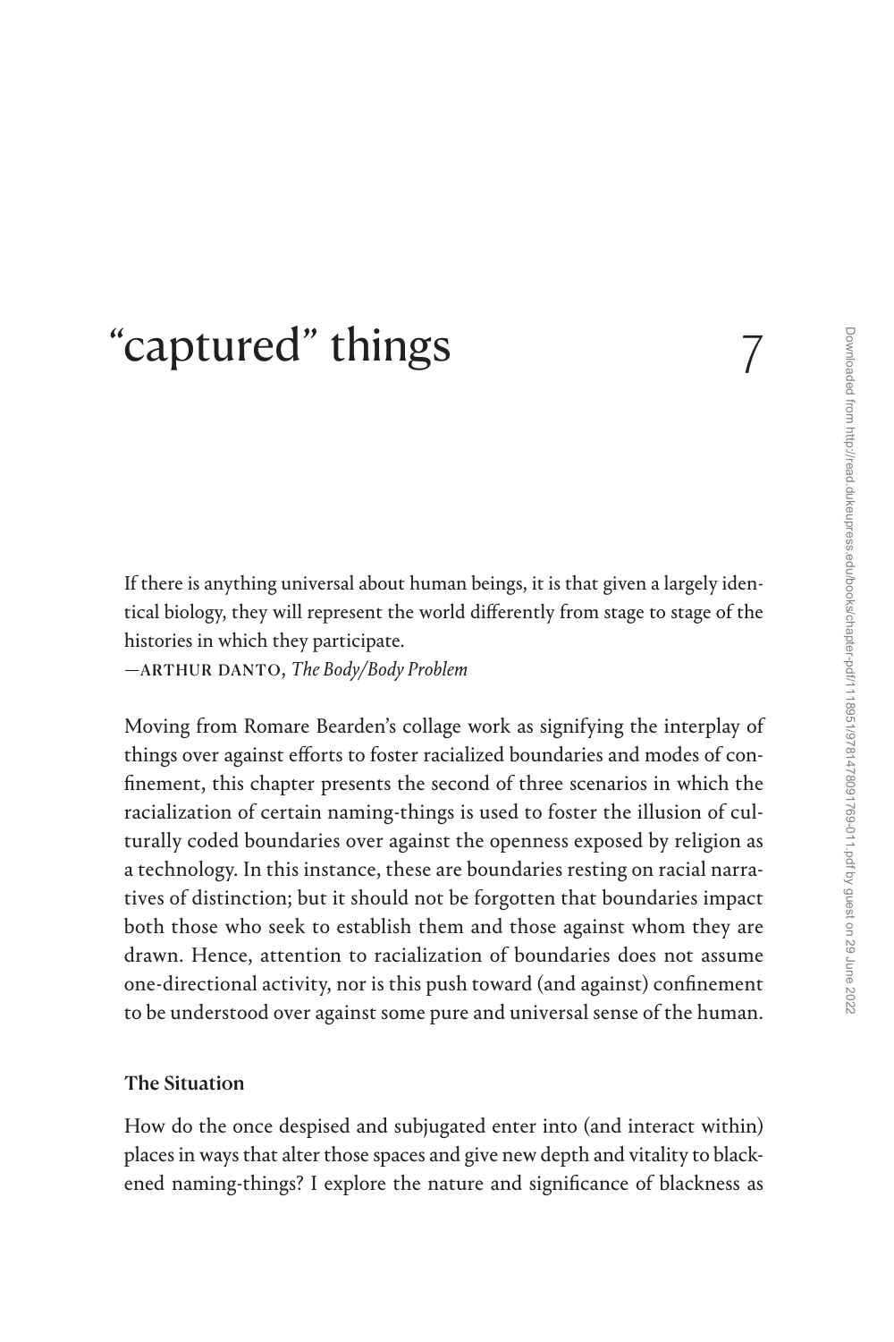# 7 "captured" things

If there is anything universal about human beings, it is that given a largely identical biology, they will represent the world differently from stage to stage of the histories in which they participate.
—ARTHUR DANTO, *The Body/Body Problem*

Moving from Romare Bearden's collage work as signifying the interplay of things over against efforts to foster racialized boundaries and modes of confinement, this chapter presents the second of three scenarios in which the racialization of certain naming-things is used to foster the illusion of culturally coded boundaries over against the openness exposed by religion as a technology. In this instance, these are boundaries resting on racial narratives of distinction; but it should not be forgotten that boundaries impact both those who seek to establish them and those against whom they are drawn. Hence, attention to racialization of boundaries does not assume one-directional activity, nor is this push toward (and against) confinement to be understood over against some pure and universal sense of the human.

### The Situation

How do the once despised and subjugated enter into (and interact within) places in ways that alter those spaces and give new depth and vitality to blackened naming-things? I explore the nature and significance of blackness as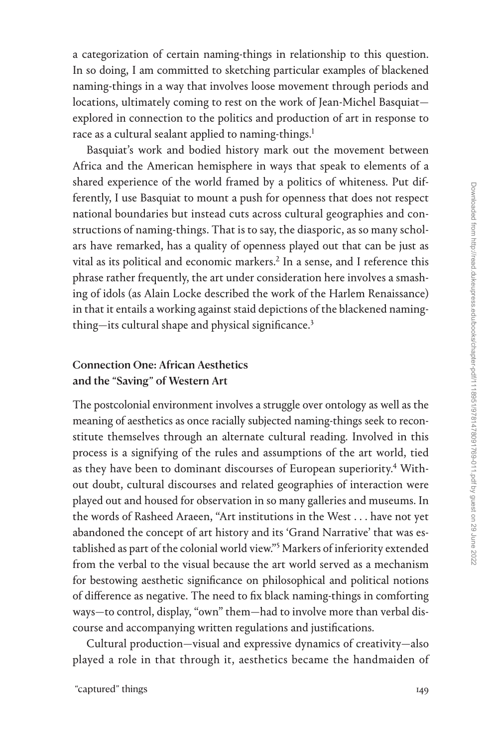a categorization of certain naming-things in relationship to this question. In so doing, I am committed to sketching particular examples of blackened naming-things in a way that involves loose movement through periods and locations, ultimately coming to rest on the work of Jean-Michel Basquiat—explored in connection to the politics and production of art in response to race as a cultural sealant applied to naming-things.[1]

Basquiat's work and bodied history mark out the movement between Africa and the American hemisphere in ways that speak to elements of a shared experience of the world framed by a politics of whiteness. Put differently, I use Basquiat to mount a push for openness that does not respect national boundaries but instead cuts across cultural geographies and constructions of naming-things. That is to say, the diasporic, as so many scholars have remarked, has a quality of openness played out that can be just as vital as its political and economic markers.[2] In a sense, and I reference this phrase rather frequently, the art under consideration here involves a smashing of idols (as Alain Locke described the work of the Harlem Renaissance) in that it entails a working against staid depictions of the blackened naming-thing—its cultural shape and physical significance.[3]

## Connection One: African Aesthetics and the "Saving" of Western Art

The postcolonial environment involves a struggle over ontology as well as the meaning of aesthetics as once racially subjected naming-things seek to reconstitute themselves through an alternate cultural reading. Involved in this process is a signifying of the rules and assumptions of the art world, tied as they have been to dominant discourses of European superiority.[4] Without doubt, cultural discourses and related geographies of interaction were played out and housed for observation in so many galleries and museums. In the words of Rasheed Araeen, "Art institutions in the West . . . have not yet abandoned the concept of art history and its 'Grand Narrative' that was established as part of the colonial world view."[5] Markers of inferiority extended from the verbal to the visual because the art world served as a mechanism for bestowing aesthetic significance on philosophical and political notions of difference as negative. The need to fix black naming-things in comforting ways—to control, display, "own" them—had to involve more than verbal discourse and accompanying written regulations and justifications.

Cultural production—visual and expressive dynamics of creativity—also played a role in that through it, aesthetics became the handmaiden of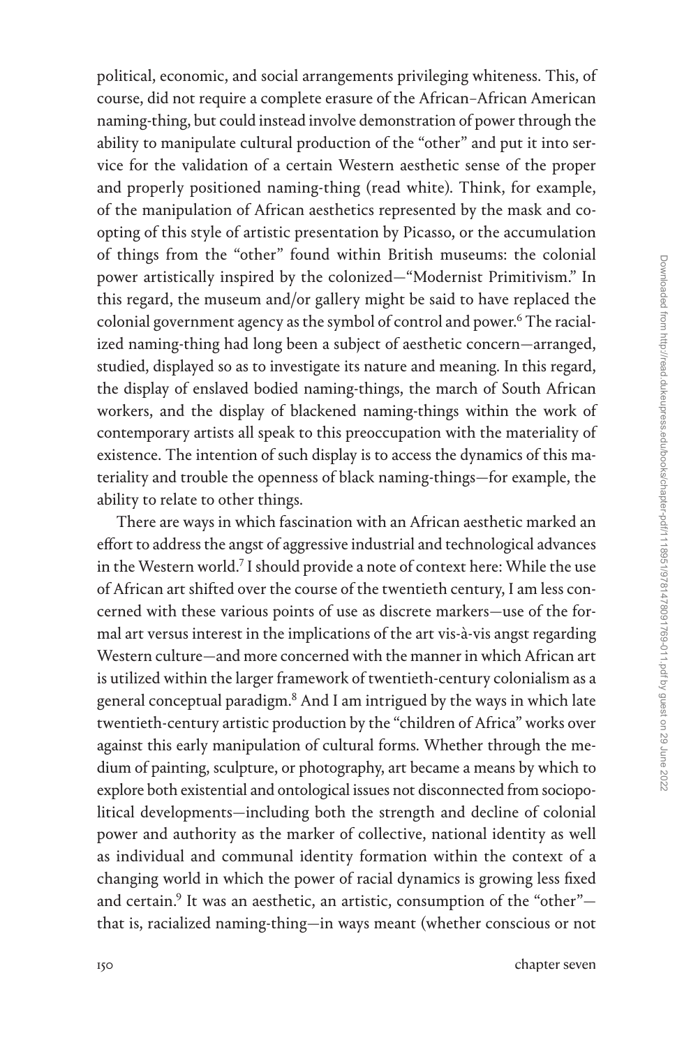political, economic, and social arrangements privileging whiteness. This, of course, did not require a complete erasure of the African–African American naming-thing, but could instead involve demonstration of power through the ability to manipulate cultural production of the "other" and put it into service for the validation of a certain Western aesthetic sense of the proper and properly positioned naming-thing (read white). Think, for example, of the manipulation of African aesthetics represented by the mask and coopting of this style of artistic presentation by Picasso, or the accumulation of things from the "other" found within British museums: the colonial power artistically inspired by the colonized—"Modernist Primitivism." In this regard, the museum and/or gallery might be said to have replaced the colonial government agency as the symbol of control and power.[6] The racialized naming-thing had long been a subject of aesthetic concern—arranged, studied, displayed so as to investigate its nature and meaning. In this regard, the display of enslaved bodied naming-things, the march of South African workers, and the display of blackened naming-things within the work of contemporary artists all speak to this preoccupation with the materiality of existence. The intention of such display is to access the dynamics of this materiality and trouble the openness of black naming-things—for example, the ability to relate to other things.

There are ways in which fascination with an African aesthetic marked an effort to address the angst of aggressive industrial and technological advances in the Western world.[7] I should provide a note of context here: While the use of African art shifted over the course of the twentieth century, I am less concerned with these various points of use as discrete markers—use of the formal art versus interest in the implications of the art vis-à-vis angst regarding Western culture—and more concerned with the manner in which African art is utilized within the larger framework of twentieth-century colonialism as a general conceptual paradigm.[8] And I am intrigued by the ways in which late twentieth-century artistic production by the "children of Africa" works over against this early manipulation of cultural forms. Whether through the medium of painting, sculpture, or photography, art became a means by which to explore both existential and ontological issues not disconnected from sociopolitical developments—including both the strength and decline of colonial power and authority as the marker of collective, national identity as well as individual and communal identity formation within the context of a changing world in which the power of racial dynamics is growing less fixed and certain.[9] It was an aesthetic, an artistic, consumption of the "other"—that is, racialized naming-thing—in ways meant (whether conscious or not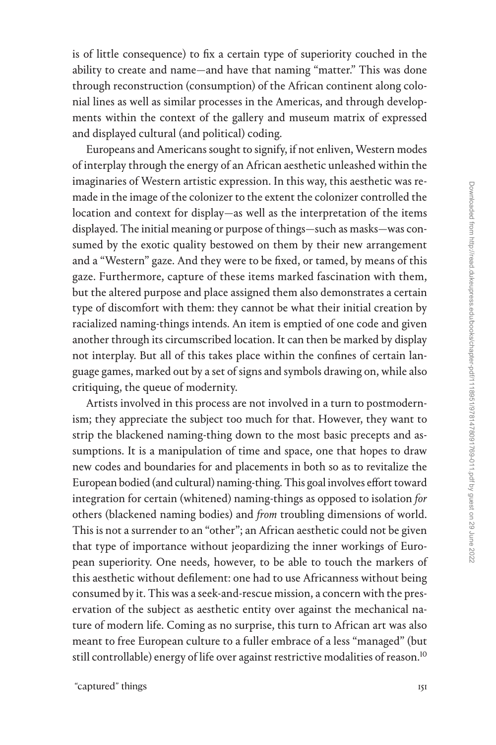is of little consequence) to fix a certain type of superiority couched in the ability to create and name—and have that naming "matter." This was done through reconstruction (consumption) of the African continent along colonial lines as well as similar processes in the Americas, and through developments within the context of the gallery and museum matrix of expressed and displayed cultural (and political) coding.

Europeans and Americans sought to signify, if not enliven, Western modes of interplay through the energy of an African aesthetic unleashed within the imaginaries of Western artistic expression. In this way, this aesthetic was remade in the image of the colonizer to the extent the colonizer controlled the location and context for display—as well as the interpretation of the items displayed. The initial meaning or purpose of things—such as masks—was consumed by the exotic quality bestowed on them by their new arrangement and a "Western" gaze. And they were to be fixed, or tamed, by means of this gaze. Furthermore, capture of these items marked fascination with them, but the altered purpose and place assigned them also demonstrates a certain type of discomfort with them: they cannot be what their initial creation by racialized naming-things intends. An item is emptied of one code and given another through its circumscribed location. It can then be marked by display not interplay. But all of this takes place within the confines of certain language games, marked out by a set of signs and symbols drawing on, while also critiquing, the queue of modernity.

Artists involved in this process are not involved in a turn to postmodernism; they appreciate the subject too much for that. However, they want to strip the blackened naming-thing down to the most basic precepts and assumptions. It is a manipulation of time and space, one that hopes to draw new codes and boundaries for and placements in both so as to revitalize the European bodied (and cultural) naming-thing. This goal involves effort toward integration for certain (whitened) naming-things as opposed to isolation *for* others (blackened naming bodies) and *from* troubling dimensions of world. This is not a surrender to an "other"; an African aesthetic could not be given that type of importance without jeopardizing the inner workings of European superiority. One needs, however, to be able to touch the markers of this aesthetic without defilement: one had to use Africanness without being consumed by it. This was a seek-and-rescue mission, a concern with the preservation of the subject as aesthetic entity over against the mechanical nature of modern life. Coming as no surprise, this turn to African art was also meant to free European culture to a fuller embrace of a less "managed" (but still controllable) energy of life over against restrictive modalities of reason.[10]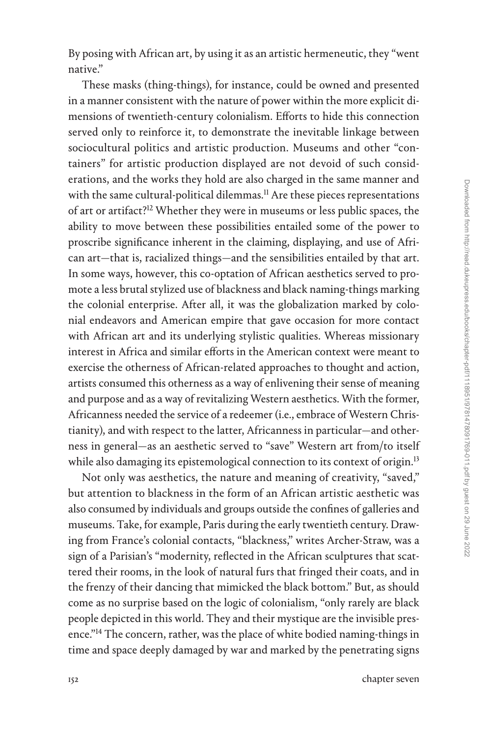By posing with African art, by using it as an artistic hermeneutic, they "went native."

These masks (thing-things), for instance, could be owned and presented in a manner consistent with the nature of power within the more explicit dimensions of twentieth-century colonialism. Efforts to hide this connection served only to reinforce it, to demonstrate the inevitable linkage between sociocultural politics and artistic production. Museums and other "containers" for artistic production displayed are not devoid of such considerations, and the works they hold are also charged in the same manner and with the same cultural-political dilemmas.[11] Are these pieces representations of art or artifact?[12] Whether they were in museums or less public spaces, the ability to move between these possibilities entailed some of the power to proscribe significance inherent in the claiming, displaying, and use of African art—that is, racialized things—and the sensibilities entailed by that art. In some ways, however, this co-optation of African aesthetics served to promote a less brutal stylized use of blackness and black naming-things marking the colonial enterprise. After all, it was the globalization marked by colonial endeavors and American empire that gave occasion for more contact with African art and its underlying stylistic qualities. Whereas missionary interest in Africa and similar efforts in the American context were meant to exercise the otherness of African-related approaches to thought and action, artists consumed this otherness as a way of enlivening their sense of meaning and purpose and as a way of revitalizing Western aesthetics. With the former, Africanness needed the service of a redeemer (i.e., embrace of Western Christianity), and with respect to the latter, Africanness in particular—and otherness in general—as an aesthetic served to "save" Western art from/to itself while also damaging its epistemological connection to its context of origin.[13]

Not only was aesthetics, the nature and meaning of creativity, "saved," but attention to blackness in the form of an African artistic aesthetic was also consumed by individuals and groups outside the confines of galleries and museums. Take, for example, Paris during the early twentieth century. Drawing from France's colonial contacts, "blackness," writes Archer-Straw, was a sign of a Parisian's "modernity, reflected in the African sculptures that scattered their rooms, in the look of natural furs that fringed their coats, and in the frenzy of their dancing that mimicked the black bottom." But, as should come as no surprise based on the logic of colonialism, "only rarely are black people depicted in this world. They and their mystique are the invisible presence."[14] The concern, rather, was the place of white bodied naming-things in time and space deeply damaged by war and marked by the penetrating signs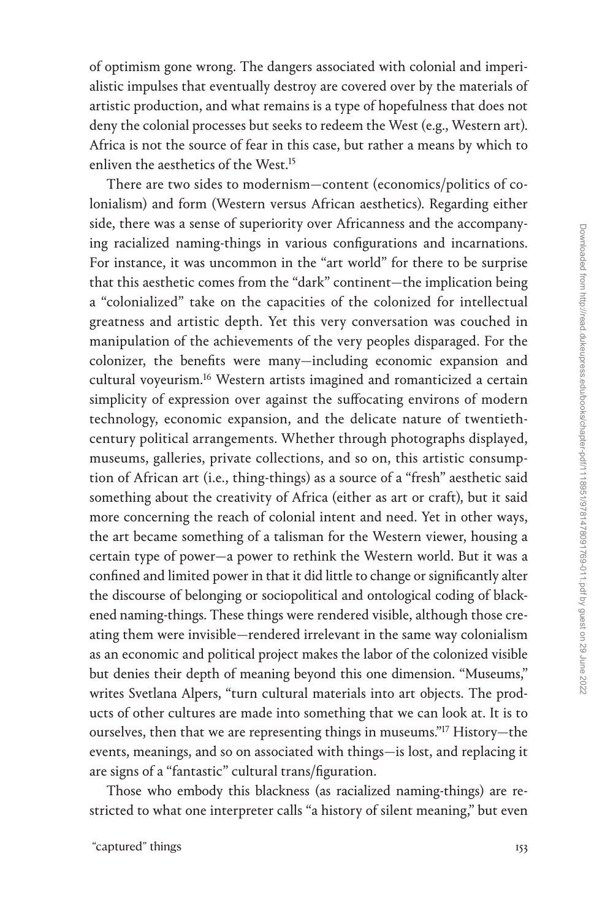of optimism gone wrong. The dangers associated with colonial and imperialistic impulses that eventually destroy are covered over by the materials of artistic production, and what remains is a type of hopefulness that does not deny the colonial processes but seeks to redeem the West (e.g., Western art). Africa is not the source of fear in this case, but rather a means by which to enliven the aesthetics of the West.[15]

There are two sides to modernism—content (economics/politics of colonialism) and form (Western versus African aesthetics). Regarding either side, there was a sense of superiority over Africanness and the accompanying racialized naming-things in various configurations and incarnations. For instance, it was uncommon in the "art world" for there to be surprise that this aesthetic comes from the "dark" continent—the implication being a "colonialized" take on the capacities of the colonized for intellectual greatness and artistic depth. Yet this very conversation was couched in manipulation of the achievements of the very peoples disparaged. For the colonizer, the benefits were many—including economic expansion and cultural voyeurism.[16] Western artists imagined and romanticized a certain simplicity of expression over against the suffocating environs of modern technology, economic expansion, and the delicate nature of twentieth-century political arrangements. Whether through photographs displayed, museums, galleries, private collections, and so on, this artistic consumption of African art (i.e., thing-things) as a source of a "fresh" aesthetic said something about the creativity of Africa (either as art or craft), but it said more concerning the reach of colonial intent and need. Yet in other ways, the art became something of a talisman for the Western viewer, housing a certain type of power—a power to rethink the Western world. But it was a confined and limited power in that it did little to change or significantly alter the discourse of belonging or sociopolitical and ontological coding of blackened naming-things. These things were rendered visible, although those creating them were invisible—rendered irrelevant in the same way colonialism as an economic and political project makes the labor of the colonized visible but denies their depth of meaning beyond this one dimension. "Museums," writes Svetlana Alpers, "turn cultural materials into art objects. The products of other cultures are made into something that we can look at. It is to ourselves, then that we are representing things in museums."[17] History—the events, meanings, and so on associated with things—is lost, and replacing it are signs of a "fantastic" cultural trans/figuration.

Those who embody this blackness (as racialized naming-things) are restricted to what one interpreter calls "a history of silent meaning," but even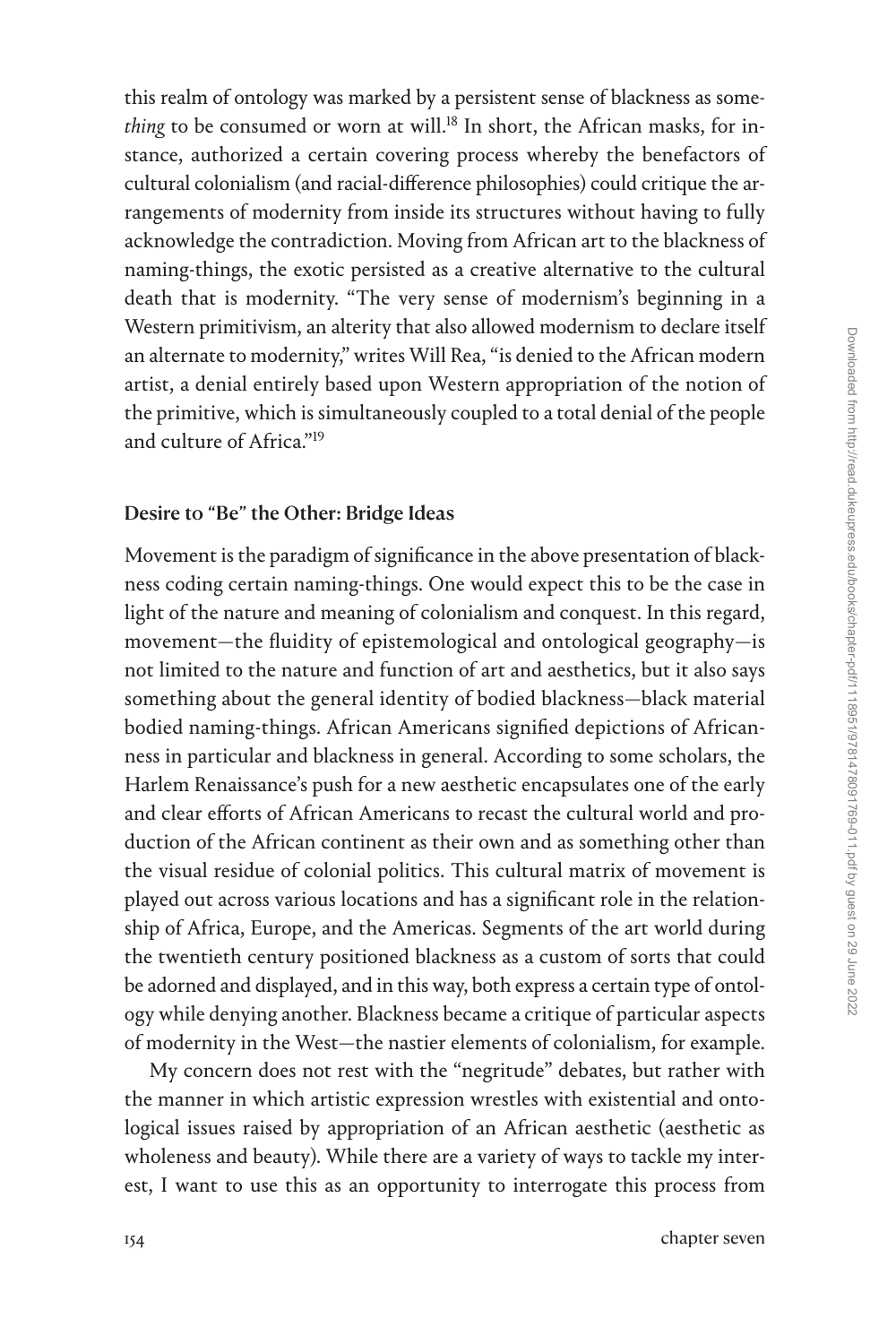this realm of ontology was marked by a persistent sense of blackness as some-*thing* to be consumed or worn at will.[18] In short, the African masks, for instance, authorized a certain covering process whereby the benefactors of cultural colonialism (and racial-difference philosophies) could critique the arrangements of modernity from inside its structures without having to fully acknowledge the contradiction. Moving from African art to the blackness of naming-things, the exotic persisted as a creative alternative to the cultural death that is modernity. "The very sense of modernism's beginning in a Western primitivism, an alterity that also allowed modernism to declare itself an alternate to modernity," writes Will Rea, "is denied to the African modern artist, a denial entirely based upon Western appropriation of the notion of the primitive, which is simultaneously coupled to a total denial of the people and culture of Africa."[19]

## Desire to "Be" the Other: Bridge Ideas

Movement is the paradigm of significance in the above presentation of blackness coding certain naming-things. One would expect this to be the case in light of the nature and meaning of colonialism and conquest. In this regard, movement—the fluidity of epistemological and ontological geography—is not limited to the nature and function of art and aesthetics, but it also says something about the general identity of bodied blackness—black material bodied naming-things. African Americans signified depictions of Africanness in particular and blackness in general. According to some scholars, the Harlem Renaissance's push for a new aesthetic encapsulates one of the early and clear efforts of African Americans to recast the cultural world and production of the African continent as their own and as something other than the visual residue of colonial politics. This cultural matrix of movement is played out across various locations and has a significant role in the relationship of Africa, Europe, and the Americas. Segments of the art world during the twentieth century positioned blackness as a custom of sorts that could be adorned and displayed, and in this way, both express a certain type of ontology while denying another. Blackness became a critique of particular aspects of modernity in the West—the nastier elements of colonialism, for example.

My concern does not rest with the "negritude" debates, but rather with the manner in which artistic expression wrestles with existential and ontological issues raised by appropriation of an African aesthetic (aesthetic as wholeness and beauty). While there are a variety of ways to tackle my interest, I want to use this as an opportunity to interrogate this process from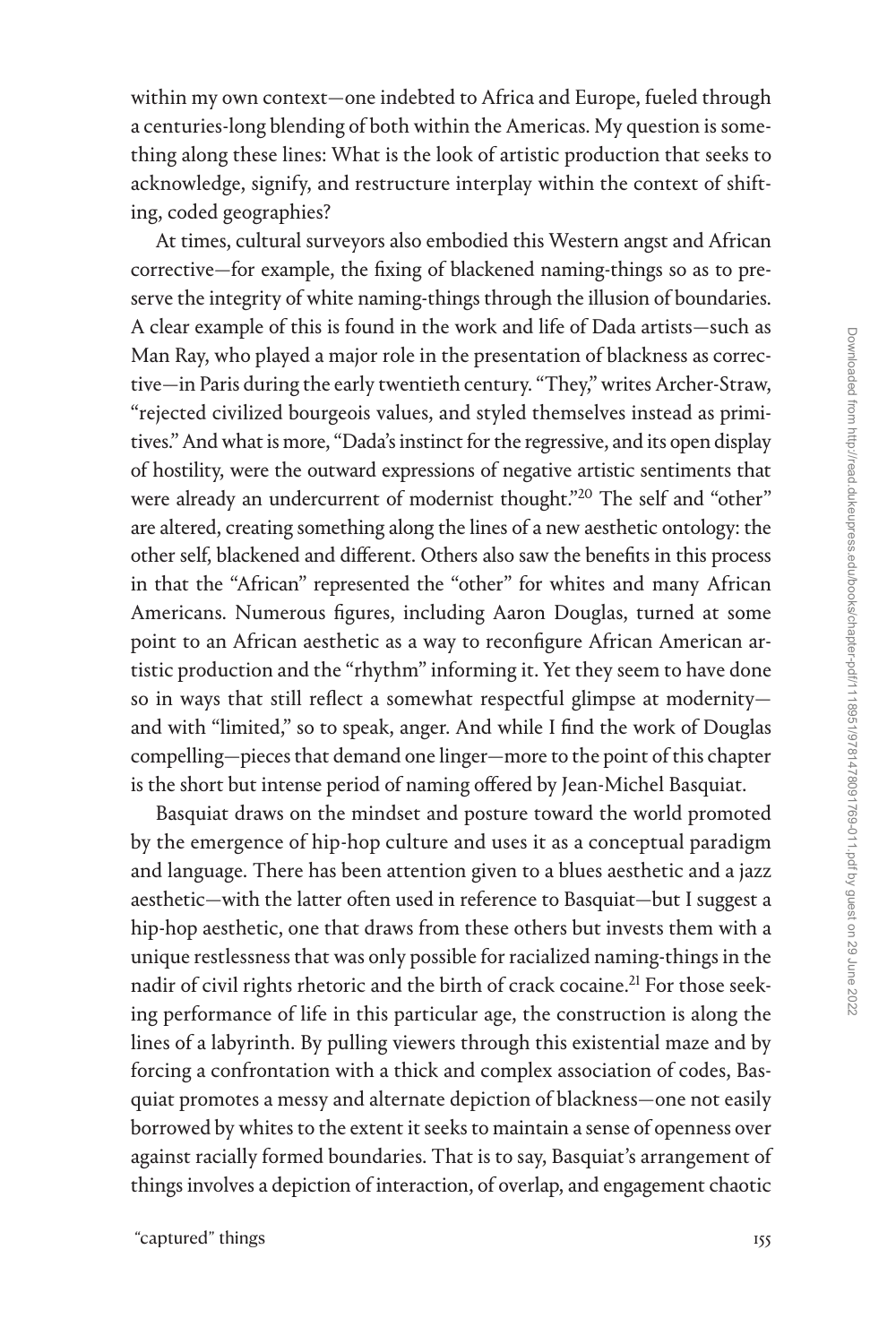within my own context—one indebted to Africa and Europe, fueled through a centuries-long blending of both within the Americas. My question is something along these lines: What is the look of artistic production that seeks to acknowledge, signify, and restructure interplay within the context of shifting, coded geographies?

At times, cultural surveyors also embodied this Western angst and African corrective—for example, the fixing of blackened naming-things so as to preserve the integrity of white naming-things through the illusion of boundaries. A clear example of this is found in the work and life of Dada artists—such as Man Ray, who played a major role in the presentation of blackness as corrective—in Paris during the early twentieth century. "They," writes Archer-Straw, "rejected civilized bourgeois values, and styled themselves instead as primitives." And what is more, "Dada's instinct for the regressive, and its open display of hostility, were the outward expressions of negative artistic sentiments that were already an undercurrent of modernist thought."[20] The self and "other" are altered, creating something along the lines of a new aesthetic ontology: the other self, blackened and different. Others also saw the benefits in this process in that the "African" represented the "other" for whites and many African Americans. Numerous figures, including Aaron Douglas, turned at some point to an African aesthetic as a way to reconfigure African American artistic production and the "rhythm" informing it. Yet they seem to have done so in ways that still reflect a somewhat respectful glimpse at modernity—and with "limited," so to speak, anger. And while I find the work of Douglas compelling—pieces that demand one linger—more to the point of this chapter is the short but intense period of naming offered by Jean-Michel Basquiat.

Basquiat draws on the mindset and posture toward the world promoted by the emergence of hip-hop culture and uses it as a conceptual paradigm and language. There has been attention given to a blues aesthetic and a jazz aesthetic—with the latter often used in reference to Basquiat—but I suggest a hip-hop aesthetic, one that draws from these others but invests them with a unique restlessness that was only possible for racialized naming-things in the nadir of civil rights rhetoric and the birth of crack cocaine.[21] For those seeking performance of life in this particular age, the construction is along the lines of a labyrinth. By pulling viewers through this existential maze and by forcing a confrontation with a thick and complex association of codes, Basquiat promotes a messy and alternate depiction of blackness—one not easily borrowed by whites to the extent it seeks to maintain a sense of openness over against racially formed boundaries. That is to say, Basquiat's arrangement of things involves a depiction of interaction, of overlap, and engagement chaotic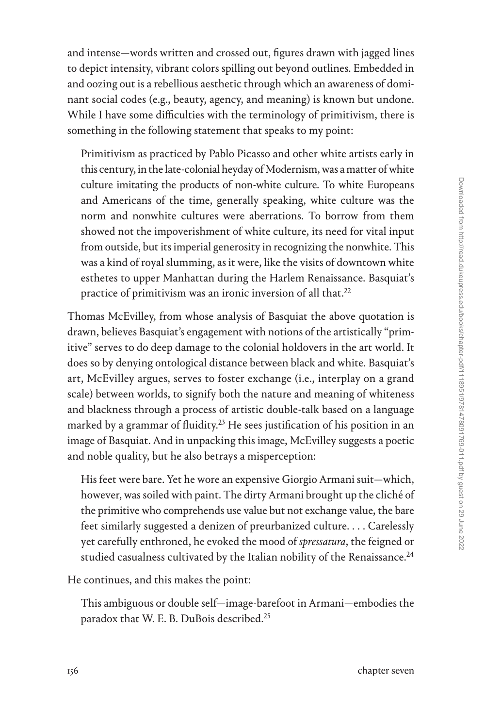and intense—words written and crossed out, figures drawn with jagged lines to depict intensity, vibrant colors spilling out beyond outlines. Embedded in and oozing out is a rebellious aesthetic through which an awareness of dominant social codes (e.g., beauty, agency, and meaning) is known but undone. While I have some difficulties with the terminology of primitivism, there is something in the following statement that speaks to my point:

> Primitivism as practiced by Pablo Picasso and other white artists early in this century, in the late-colonial heyday of Modernism, was a matter of white culture imitating the products of non-white culture. To white Europeans and Americans of the time, generally speaking, white culture was the norm and nonwhite cultures were aberrations. To borrow from them showed not the impoverishment of white culture, its need for vital input from outside, but its imperial generosity in recognizing the nonwhite. This was a kind of royal slumming, as it were, like the visits of downtown white esthetes to upper Manhattan during the Harlem Renaissance. Basquiat's practice of primitivism was an ironic inversion of all that.[22]

Thomas McEvilley, from whose analysis of Basquiat the above quotation is drawn, believes Basquiat's engagement with notions of the artistically "primitive" serves to do deep damage to the colonial holdovers in the art world. It does so by denying ontological distance between black and white. Basquiat's art, McEvilley argues, serves to foster exchange (i.e., interplay on a grand scale) between worlds, to signify both the nature and meaning of whiteness and blackness through a process of artistic double-talk based on a language marked by a grammar of fluidity.[23] He sees justification of his position in an image of Basquiat. And in unpacking this image, McEvilley suggests a poetic and noble quality, but he also betrays a misperception:

> His feet were bare. Yet he wore an expensive Giorgio Armani suit—which, however, was soiled with paint. The dirty Armani brought up the cliché of the primitive who comprehends use value but not exchange value, the bare feet similarly suggested a denizen of preurbanized culture. . . . Carelessly yet carefully enthroned, he evoked the mood of *spressatura*, the feigned or studied casualness cultivated by the Italian nobility of the Renaissance.[24]

He continues, and this makes the point:

> This ambiguous or double self—image-barefoot in Armani—embodies the paradox that W. E. B. DuBois described.[25]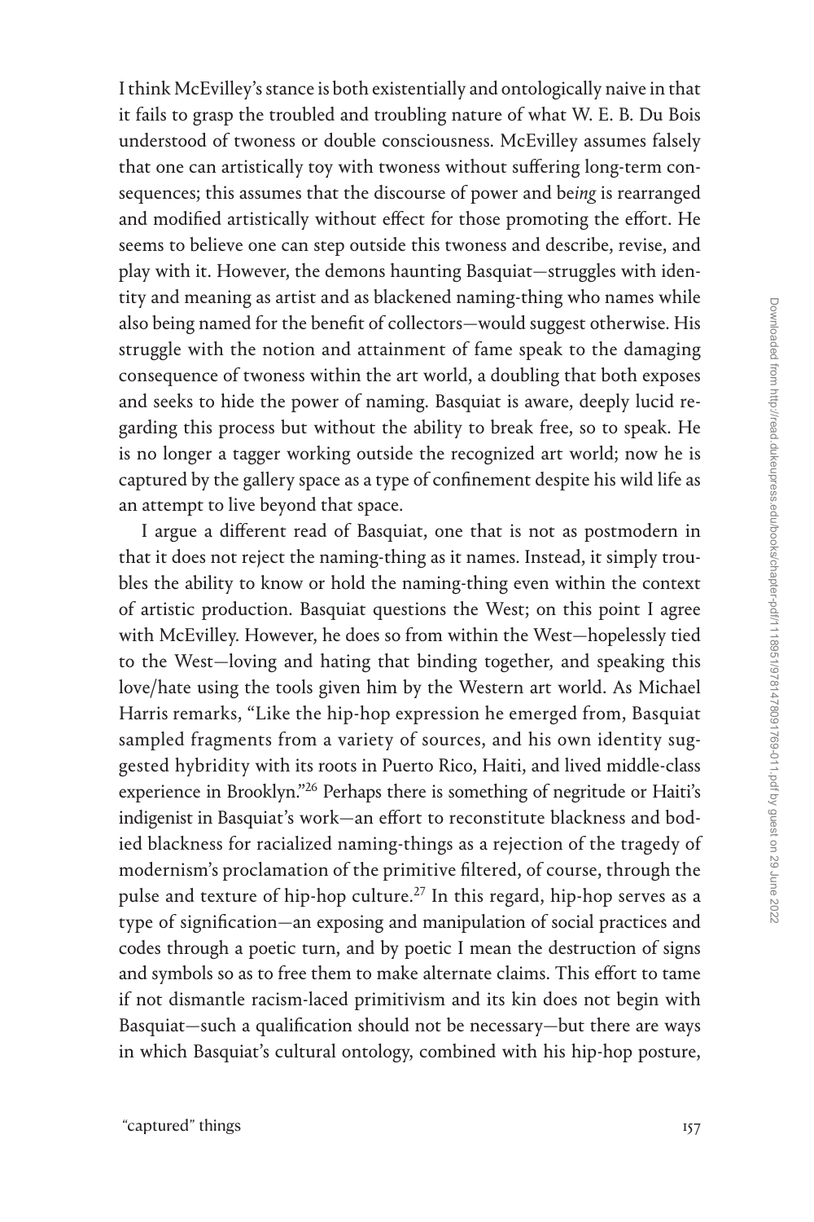I think McEvilley's stance is both existentially and ontologically naive in that it fails to grasp the troubled and troubling nature of what W. E. B. Du Bois understood of twoness or double consciousness. McEvilley assumes falsely that one can artistically toy with twoness without suffering long-term consequences; this assumes that the discourse of power and be*ing* is rearranged and modified artistically without effect for those promoting the effort. He seems to believe one can step outside this twoness and describe, revise, and play with it. However, the demons haunting Basquiat—struggles with identity and meaning as artist and as blackened naming-thing who names while also being named for the benefit of collectors—would suggest otherwise. His struggle with the notion and attainment of fame speak to the damaging consequence of twoness within the art world, a doubling that both exposes and seeks to hide the power of naming. Basquiat is aware, deeply lucid regarding this process but without the ability to break free, so to speak. He is no longer a tagger working outside the recognized art world; now he is captured by the gallery space as a type of confinement despite his wild life as an attempt to live beyond that space.

I argue a different read of Basquiat, one that is not as postmodern in that it does not reject the naming-thing as it names. Instead, it simply troubles the ability to know or hold the naming-thing even within the context of artistic production. Basquiat questions the West; on this point I agree with McEvilley. However, he does so from within the West—hopelessly tied to the West—loving and hating that binding together, and speaking this love/hate using the tools given him by the Western art world. As Michael Harris remarks, "Like the hip-hop expression he emerged from, Basquiat sampled fragments from a variety of sources, and his own identity suggested hybridity with its roots in Puerto Rico, Haiti, and lived middle-class experience in Brooklyn."[26] Perhaps there is something of negritude or Haiti's indigenist in Basquiat's work—an effort to reconstitute blackness and bodied blackness for racialized naming-things as a rejection of the tragedy of modernism's proclamation of the primitive filtered, of course, through the pulse and texture of hip-hop culture.[27] In this regard, hip-hop serves as a type of signification—an exposing and manipulation of social practices and codes through a poetic turn, and by poetic I mean the destruction of signs and symbols so as to free them to make alternate claims. This effort to tame if not dismantle racism-laced primitivism and its kin does not begin with Basquiat—such a qualification should not be necessary—but there are ways in which Basquiat's cultural ontology, combined with his hip-hop posture,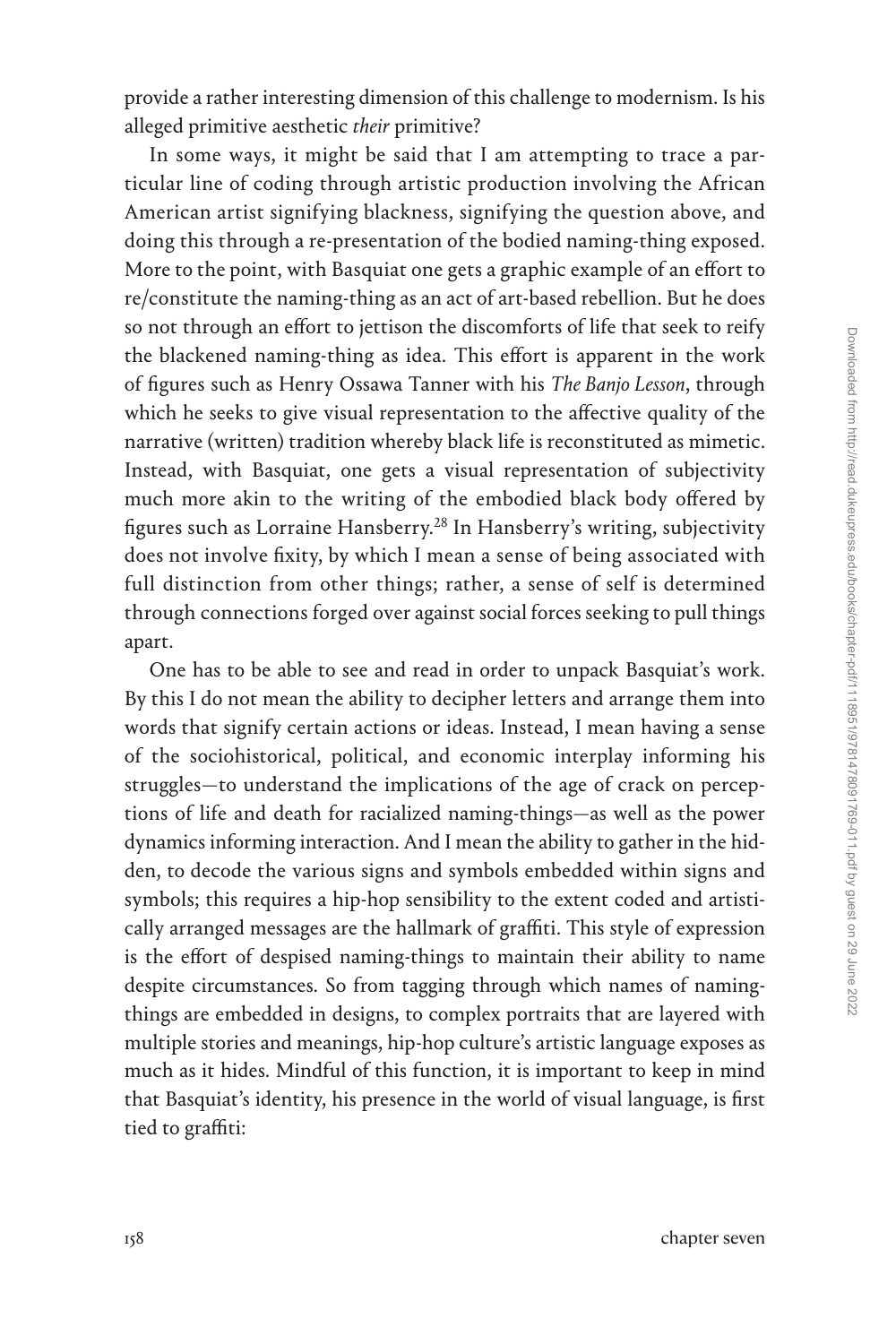provide a rather interesting dimension of this challenge to modernism. Is his alleged primitive aesthetic *their* primitive?

In some ways, it might be said that I am attempting to trace a particular line of coding through artistic production involving the African American artist signifying blackness, signifying the question above, and doing this through a re-presentation of the bodied naming-thing exposed. More to the point, with Basquiat one gets a graphic example of an effort to re/constitute the naming-thing as an act of art-based rebellion. But he does so not through an effort to jettison the discomforts of life that seek to reify the blackened naming-thing as idea. This effort is apparent in the work of figures such as Henry Ossawa Tanner with his *The Banjo Lesson*, through which he seeks to give visual representation to the affective quality of the narrative (written) tradition whereby black life is reconstituted as mimetic. Instead, with Basquiat, one gets a visual representation of subjectivity much more akin to the writing of the embodied black body offered by figures such as Lorraine Hansberry.[28] In Hansberry's writing, subjectivity does not involve fixity, by which I mean a sense of being associated with full distinction from other things; rather, a sense of self is determined through connections forged over against social forces seeking to pull things apart.

One has to be able to see and read in order to unpack Basquiat's work. By this I do not mean the ability to decipher letters and arrange them into words that signify certain actions or ideas. Instead, I mean having a sense of the sociohistorical, political, and economic interplay informing his struggles—to understand the implications of the age of crack on perceptions of life and death for racialized naming-things—as well as the power dynamics informing interaction. And I mean the ability to gather in the hidden, to decode the various signs and symbols embedded within signs and symbols; this requires a hip-hop sensibility to the extent coded and artistically arranged messages are the hallmark of graffiti. This style of expression is the effort of despised naming-things to maintain their ability to name despite circumstances. So from tagging through which names of naming-things are embedded in designs, to complex portraits that are layered with multiple stories and meanings, hip-hop culture's artistic language exposes as much as it hides. Mindful of this function, it is important to keep in mind that Basquiat's identity, his presence in the world of visual language, is first tied to graffiti: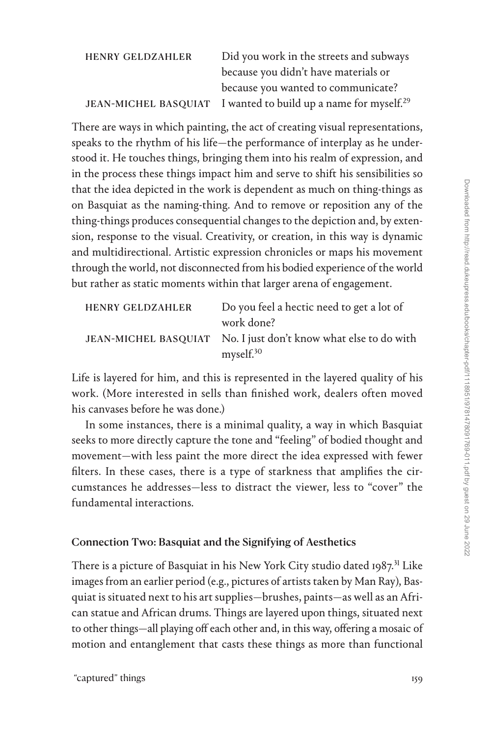| | |
|---|---|
| HENRY GELDZAHLER | Did you work in the streets and subways because you didn't have materials or because you wanted to communicate? |
| JEAN-MICHEL BASQUIAT | I wanted to build up a name for myself.[29] |

There are ways in which painting, the act of creating visual representations, speaks to the rhythm of his life—the performance of interplay as he understood it. He touches things, bringing them into his realm of expression, and in the process these things impact him and serve to shift his sensibilities so that the idea depicted in the work is dependent as much on thing-things as on Basquiat as the naming-thing. And to remove or reposition any of the thing-things produces consequential changes to the depiction and, by extension, response to the visual. Creativity, or creation, in this way is dynamic and multidirectional. Artistic expression chronicles or maps his movement through the world, not disconnected from his bodied experience of the world but rather as static moments within that larger arena of engagement.

| | |
|---|---|
| HENRY GELDZAHLER | Do you feel a hectic need to get a lot of work done? |
| JEAN-MICHEL BASQUIAT | No. I just don't know what else to do with myself.[30] |

Life is layered for him, and this is represented in the layered quality of his work. (More interested in sells than finished work, dealers often moved his canvases before he was done.)

In some instances, there is a minimal quality, a way in which Basquiat seeks to more directly capture the tone and "feeling" of bodied thought and movement—with less paint the more direct the idea expressed with fewer filters. In these cases, there is a type of starkness that amplifies the circumstances he addresses—less to distract the viewer, less to "cover" the fundamental interactions.

## Connection Two: Basquiat and the Signifying of Aesthetics

There is a picture of Basquiat in his New York City studio dated 1987.[31] Like images from an earlier period (e.g., pictures of artists taken by Man Ray), Basquiat is situated next to his art supplies—brushes, paints—as well as an African statue and African drums. Things are layered upon things, situated next to other things—all playing off each other and, in this way, offering a mosaic of motion and entanglement that casts these things as more than functional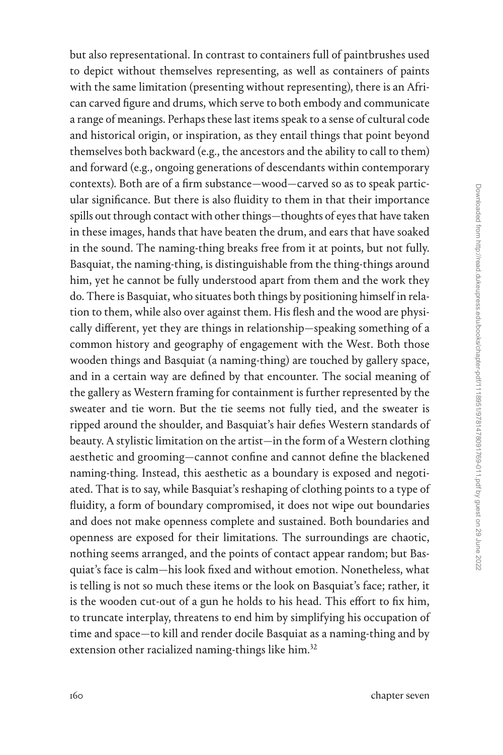but also representational. In contrast to containers full of paintbrushes used to depict without themselves representing, as well as containers of paints with the same limitation (presenting without representing), there is an African carved figure and drums, which serve to both embody and communicate a range of meanings. Perhaps these last items speak to a sense of cultural code and historical origin, or inspiration, as they entail things that point beyond themselves both backward (e.g., the ancestors and the ability to call to them) and forward (e.g., ongoing generations of descendants within contemporary contexts). Both are of a firm substance—wood—carved so as to speak particular significance. But there is also fluidity to them in that their importance spills out through contact with other things—thoughts of eyes that have taken in these images, hands that have beaten the drum, and ears that have soaked in the sound. The naming-thing breaks free from it at points, but not fully. Basquiat, the naming-thing, is distinguishable from the thing-things around him, yet he cannot be fully understood apart from them and the work they do. There is Basquiat, who situates both things by positioning himself in relation to them, while also over against them. His flesh and the wood are physically different, yet they are things in relationship—speaking something of a common history and geography of engagement with the West. Both those wooden things and Basquiat (a naming-thing) are touched by gallery space, and in a certain way are defined by that encounter. The social meaning of the gallery as Western framing for containment is further represented by the sweater and tie worn. But the tie seems not fully tied, and the sweater is ripped around the shoulder, and Basquiat's hair defies Western standards of beauty. A stylistic limitation on the artist—in the form of a Western clothing aesthetic and grooming—cannot confine and cannot define the blackened naming-thing. Instead, this aesthetic as a boundary is exposed and negotiated. That is to say, while Basquiat's reshaping of clothing points to a type of fluidity, a form of boundary compromised, it does not wipe out boundaries and does not make openness complete and sustained. Both boundaries and openness are exposed for their limitations. The surroundings are chaotic, nothing seems arranged, and the points of contact appear random; but Basquiat's face is calm—his look fixed and without emotion. Nonetheless, what is telling is not so much these items or the look on Basquiat's face; rather, it is the wooden cut-out of a gun he holds to his head. This effort to fix him, to truncate interplay, threatens to end him by simplifying his occupation of time and space—to kill and render docile Basquiat as a naming-thing and by extension other racialized naming-things like him.[32]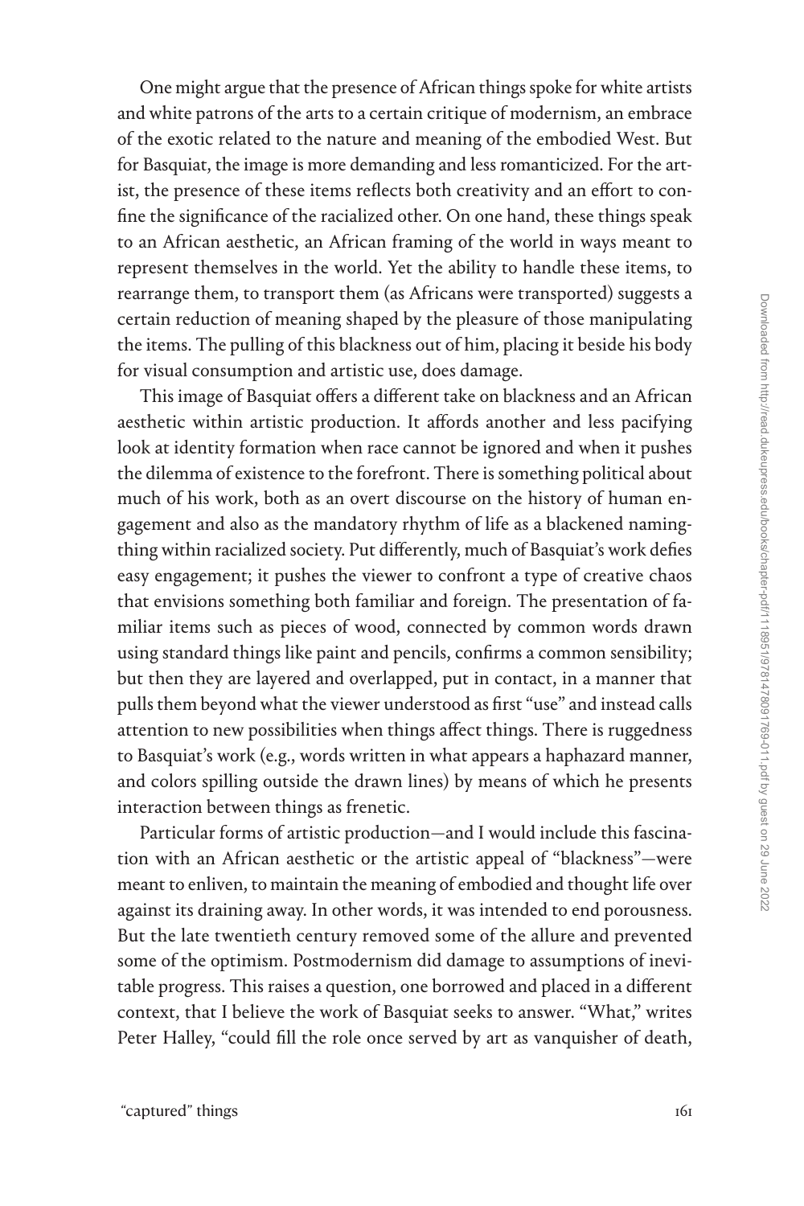One might argue that the presence of African things spoke for white artists and white patrons of the arts to a certain critique of modernism, an embrace of the exotic related to the nature and meaning of the embodied West. But for Basquiat, the image is more demanding and less romanticized. For the artist, the presence of these items reflects both creativity and an effort to confine the significance of the racialized other. On one hand, these things speak to an African aesthetic, an African framing of the world in ways meant to represent themselves in the world. Yet the ability to handle these items, to rearrange them, to transport them (as Africans were transported) suggests a certain reduction of meaning shaped by the pleasure of those manipulating the items. The pulling of this blackness out of him, placing it beside his body for visual consumption and artistic use, does damage.

This image of Basquiat offers a different take on blackness and an African aesthetic within artistic production. It affords another and less pacifying look at identity formation when race cannot be ignored and when it pushes the dilemma of existence to the forefront. There is something political about much of his work, both as an overt discourse on the history of human engagement and also as the mandatory rhythm of life as a blackened naming-thing within racialized society. Put differently, much of Basquiat's work defies easy engagement; it pushes the viewer to confront a type of creative chaos that envisions something both familiar and foreign. The presentation of familiar items such as pieces of wood, connected by common words drawn using standard things like paint and pencils, confirms a common sensibility; but then they are layered and overlapped, put in contact, in a manner that pulls them beyond what the viewer understood as first "use" and instead calls attention to new possibilities when things affect things. There is ruggedness to Basquiat's work (e.g., words written in what appears a haphazard manner, and colors spilling outside the drawn lines) by means of which he presents interaction between things as frenetic.

Particular forms of artistic production—and I would include this fascination with an African aesthetic or the artistic appeal of "blackness"—were meant to enliven, to maintain the meaning of embodied and thought life over against its draining away. In other words, it was intended to end porousness. But the late twentieth century removed some of the allure and prevented some of the optimism. Postmodernism did damage to assumptions of inevitable progress. This raises a question, one borrowed and placed in a different context, that I believe the work of Basquiat seeks to answer. "What," writes Peter Halley, "could fill the role once served by art as vanquisher of death,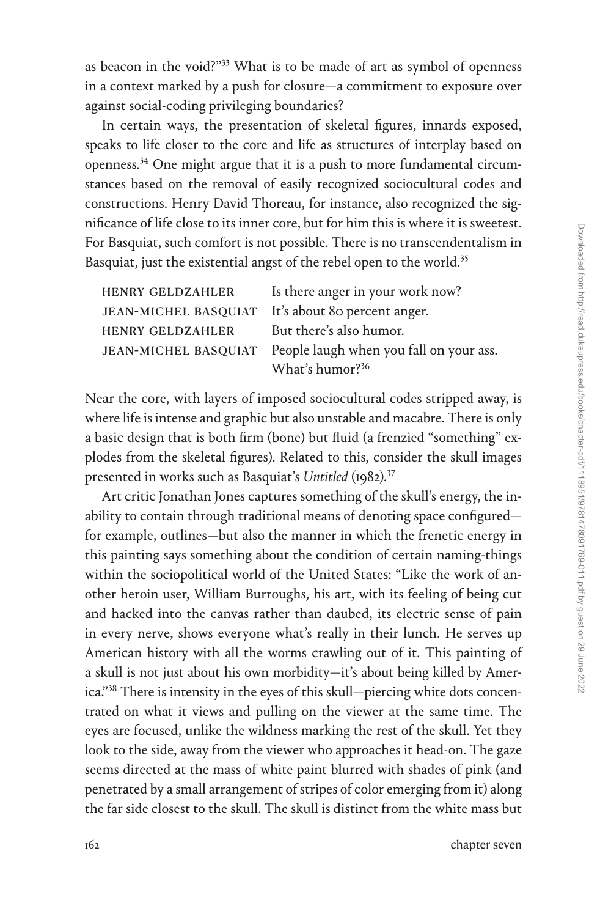as beacon in the void?"[33] What is to be made of art as symbol of openness in a context marked by a push for closure—a commitment to exposure over against social-coding privileging boundaries?

In certain ways, the presentation of skeletal figures, innards exposed, speaks to life closer to the core and life as structures of interplay based on openness.[34] One might argue that it is a push to more fundamental circumstances based on the removal of easily recognized sociocultural codes and constructions. Henry David Thoreau, for instance, also recognized the significance of life close to its inner core, but for him this is where it is sweetest. For Basquiat, such comfort is not possible. There is no transcendentalism in Basquiat, just the existential angst of the rebel open to the world.[35]

| | |
|---|---|
| HENRY GELDZAHLER | Is there anger in your work now? |
| JEAN-MICHEL BASQUIAT | It's about 80 percent anger. |
| HENRY GELDZAHLER | But there's also humor. |
| JEAN-MICHEL BASQUIAT | People laugh when you fall on your ass. What's humor?[36] |

Near the core, with layers of imposed sociocultural codes stripped away, is where life is intense and graphic but also unstable and macabre. There is only a basic design that is both firm (bone) but fluid (a frenzied "something" explodes from the skeletal figures). Related to this, consider the skull images presented in works such as Basquiat's *Untitled* (1982).[37]

Art critic Jonathan Jones captures something of the skull's energy, the inability to contain through traditional means of denoting space configured—for example, outlines—but also the manner in which the frenetic energy in this painting says something about the condition of certain naming-things within the sociopolitical world of the United States: "Like the work of another heroin user, William Burroughs, his art, with its feeling of being cut and hacked into the canvas rather than daubed, its electric sense of pain in every nerve, shows everyone what's really in their lunch. He serves up American history with all the worms crawling out of it. This painting of a skull is not just about his own morbidity—it's about being killed by America."[38] There is intensity in the eyes of this skull—piercing white dots concentrated on what it views and pulling on the viewer at the same time. The eyes are focused, unlike the wildness marking the rest of the skull. Yet they look to the side, away from the viewer who approaches it head-on. The gaze seems directed at the mass of white paint blurred with shades of pink (and penetrated by a small arrangement of stripes of color emerging from it) along the far side closest to the skull. The skull is distinct from the white mass but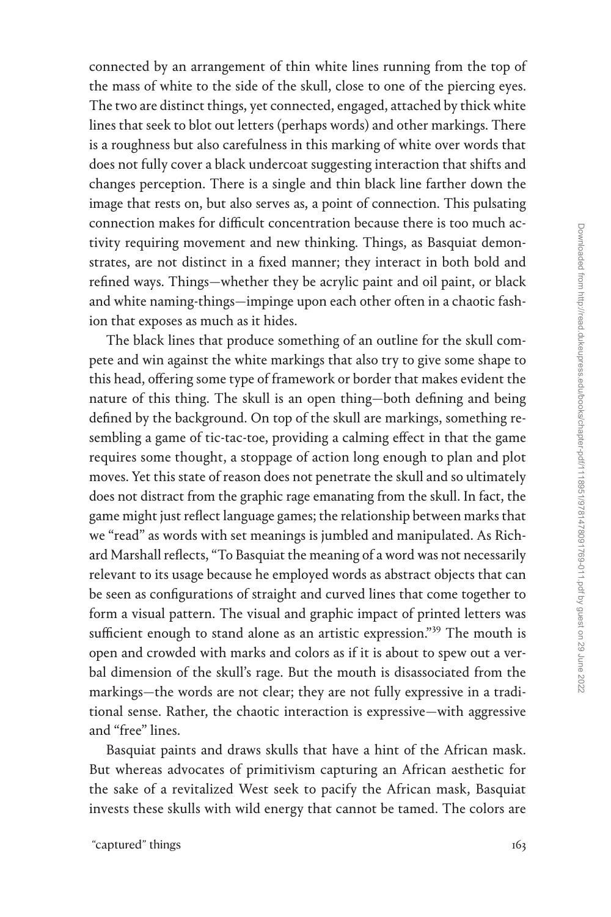connected by an arrangement of thin white lines running from the top of the mass of white to the side of the skull, close to one of the piercing eyes. The two are distinct things, yet connected, engaged, attached by thick white lines that seek to blot out letters (perhaps words) and other markings. There is a roughness but also carefulness in this marking of white over words that does not fully cover a black undercoat suggesting interaction that shifts and changes perception. There is a single and thin black line farther down the image that rests on, but also serves as, a point of connection. This pulsating connection makes for difficult concentration because there is too much activity requiring movement and new thinking. Things, as Basquiat demonstrates, are not distinct in a fixed manner; they interact in both bold and refined ways. Things—whether they be acrylic paint and oil paint, or black and white naming-things—impinge upon each other often in a chaotic fashion that exposes as much as it hides.

The black lines that produce something of an outline for the skull compete and win against the white markings that also try to give some shape to this head, offering some type of framework or border that makes evident the nature of this thing. The skull is an open thing—both defining and being defined by the background. On top of the skull are markings, something resembling a game of tic-tac-toe, providing a calming effect in that the game requires some thought, a stoppage of action long enough to plan and plot moves. Yet this state of reason does not penetrate the skull and so ultimately does not distract from the graphic rage emanating from the skull. In fact, the game might just reflect language games; the relationship between marks that we "read" as words with set meanings is jumbled and manipulated. As Richard Marshall reflects, "To Basquiat the meaning of a word was not necessarily relevant to its usage because he employed words as abstract objects that can be seen as configurations of straight and curved lines that come together to form a visual pattern. The visual and graphic impact of printed letters was sufficient enough to stand alone as an artistic expression."[39] The mouth is open and crowded with marks and colors as if it is about to spew out a verbal dimension of the skull's rage. But the mouth is disassociated from the markings—the words are not clear; they are not fully expressive in a traditional sense. Rather, the chaotic interaction is expressive—with aggressive and "free" lines.

Basquiat paints and draws skulls that have a hint of the African mask. But whereas advocates of primitivism capturing an African aesthetic for the sake of a revitalized West seek to pacify the African mask, Basquiat invests these skulls with wild energy that cannot be tamed. The colors are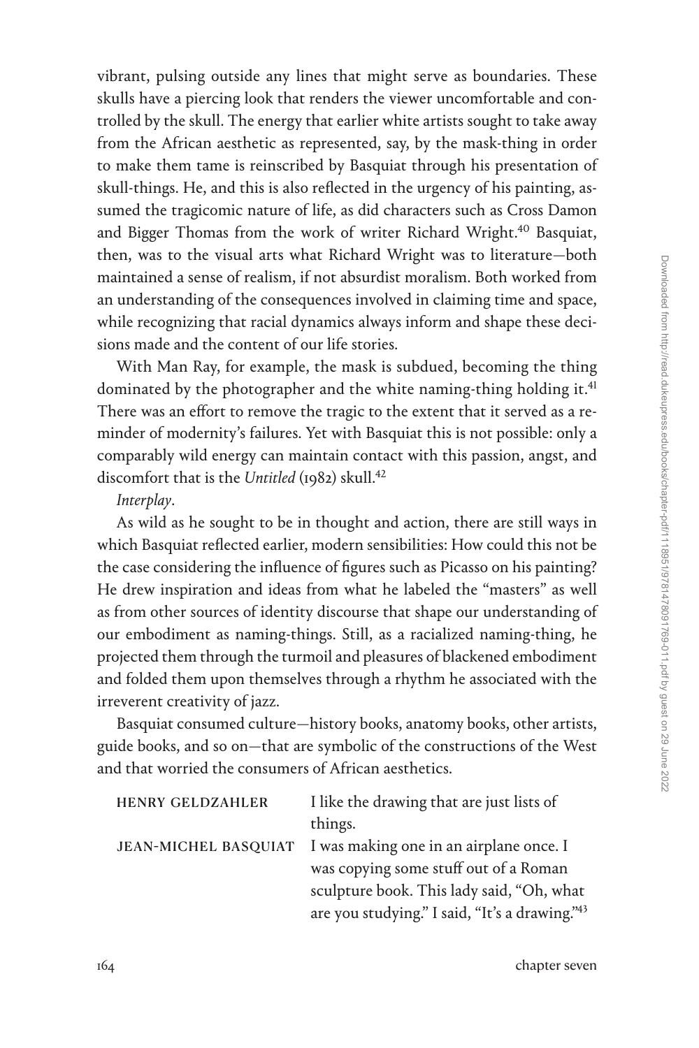vibrant, pulsing outside any lines that might serve as boundaries. These skulls have a piercing look that renders the viewer uncomfortable and controlled by the skull. The energy that earlier white artists sought to take away from the African aesthetic as represented, say, by the mask-thing in order to make them tame is reinscribed by Basquiat through his presentation of skull-things. He, and this is also reflected in the urgency of his painting, assumed the tragicomic nature of life, as did characters such as Cross Damon and Bigger Thomas from the work of writer Richard Wright.[40] Basquiat, then, was to the visual arts what Richard Wright was to literature—both maintained a sense of realism, if not absurdist moralism. Both worked from an understanding of the consequences involved in claiming time and space, while recognizing that racial dynamics always inform and shape these decisions made and the content of our life stories.

With Man Ray, for example, the mask is subdued, becoming the thing dominated by the photographer and the white naming-thing holding it.[41] There was an effort to remove the tragic to the extent that it served as a reminder of modernity's failures. Yet with Basquiat this is not possible: only a comparably wild energy can maintain contact with this passion, angst, and discomfort that is the *Untitled* (1982) skull.[42]

*Interplay*.

As wild as he sought to be in thought and action, there are still ways in which Basquiat reflected earlier, modern sensibilities: How could this not be the case considering the influence of figures such as Picasso on his painting? He drew inspiration and ideas from what he labeled the "masters" as well as from other sources of identity discourse that shape our understanding of our embodiment as naming-things. Still, as a racialized naming-thing, he projected them through the turmoil and pleasures of blackened embodiment and folded them upon themselves through a rhythm he associated with the irreverent creativity of jazz.

Basquiat consumed culture—history books, anatomy books, other artists, guide books, and so on—that are symbolic of the constructions of the West and that worried the consumers of African aesthetics.

| | |
|---|---|
| HENRY GELDZAHLER | I like the drawing that are just lists of things. |
| JEAN-MICHEL BASQUIAT | I was making one in an airplane once. I was copying some stuff out of a Roman sculpture book. This lady said, "Oh, what are you studying." I said, "It's a drawing."[43] |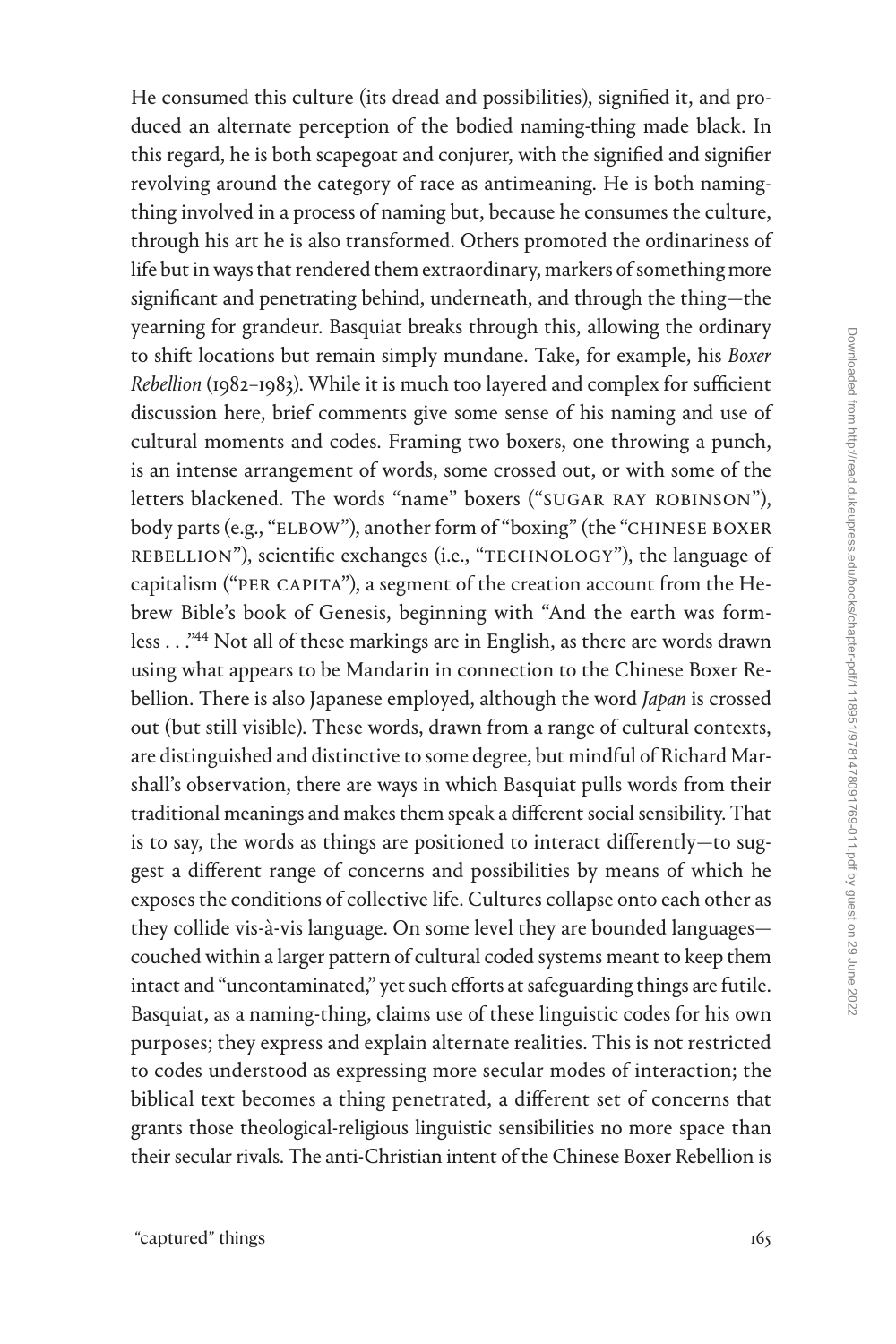He consumed this culture (its dread and possibilities), signified it, and produced an alternate perception of the bodied naming-thing made black. In this regard, he is both scapegoat and conjurer, with the signified and signifier revolving around the category of race as antimeaning. He is both naming-thing involved in a process of naming but, because he consumes the culture, through his art he is also transformed. Others promoted the ordinariness of life but in ways that rendered them extraordinary, markers of something more significant and penetrating behind, underneath, and through the thing—the yearning for grandeur. Basquiat breaks through this, allowing the ordinary to shift locations but remain simply mundane. Take, for example, his *Boxer Rebellion* (1982–1983). While it is much too layered and complex for sufficient discussion here, brief comments give some sense of his naming and use of cultural moments and codes. Framing two boxers, one throwing a punch, is an intense arrangement of words, some crossed out, or with some of the letters blackened. The words "name" boxers ("SUGAR RAY ROBINSON"), body parts (e.g., "ELBOW"), another form of "boxing" (the "CHINESE BOXER REBELLION"), scientific exchanges (i.e., "TECHNOLOGY"), the language of capitalism ("PER CAPITA"), a segment of the creation account from the Hebrew Bible's book of Genesis, beginning with "And the earth was formless . . ."[44] Not all of these markings are in English, as there are words drawn using what appears to be Mandarin in connection to the Chinese Boxer Rebellion. There is also Japanese employed, although the word *Japan* is crossed out (but still visible). These words, drawn from a range of cultural contexts, are distinguished and distinctive to some degree, but mindful of Richard Marshall's observation, there are ways in which Basquiat pulls words from their traditional meanings and makes them speak a different social sensibility. That is to say, the words as things are positioned to interact differently—to suggest a different range of concerns and possibilities by means of which he exposes the conditions of collective life. Cultures collapse onto each other as they collide vis-à-vis language. On some level they are bounded languages—couched within a larger pattern of cultural coded systems meant to keep them intact and "uncontaminated," yet such efforts at safeguarding things are futile. Basquiat, as a naming-thing, claims use of these linguistic codes for his own purposes; they express and explain alternate realities. This is not restricted to codes understood as expressing more secular modes of interaction; the biblical text becomes a thing penetrated, a different set of concerns that grants those theological-religious linguistic sensibilities no more space than their secular rivals. The anti-Christian intent of the Chinese Boxer Rebellion is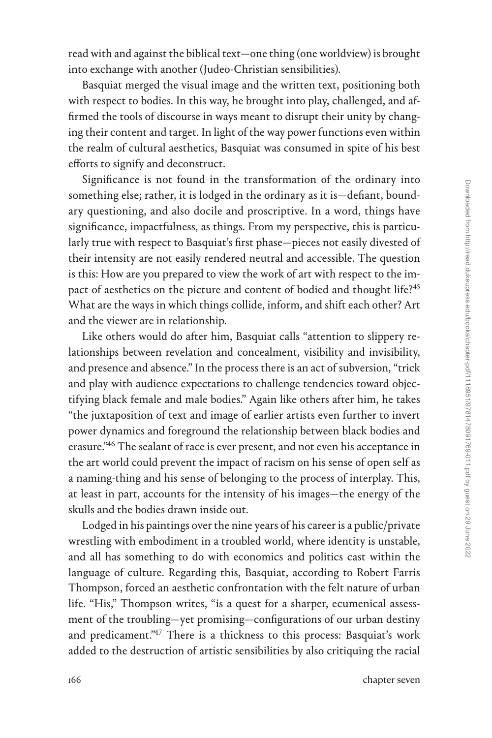read with and against the biblical text—one thing (one worldview) is brought into exchange with another (Judeo-Christian sensibilities).

Basquiat merged the visual image and the written text, positioning both with respect to bodies. In this way, he brought into play, challenged, and affirmed the tools of discourse in ways meant to disrupt their unity by changing their content and target. In light of the way power functions even within the realm of cultural aesthetics, Basquiat was consumed in spite of his best efforts to signify and deconstruct.

Significance is not found in the transformation of the ordinary into something else; rather, it is lodged in the ordinary as it is—defiant, boundary questioning, and also docile and proscriptive. In a word, things have significance, impactfulness, as things. From my perspective, this is particularly true with respect to Basquiat's first phase—pieces not easily divested of their intensity are not easily rendered neutral and accessible. The question is this: How are you prepared to view the work of art with respect to the impact of aesthetics on the picture and content of bodied and thought life?[45] What are the ways in which things collide, inform, and shift each other? Art and the viewer are in relationship.

Like others would do after him, Basquiat calls "attention to slippery relationships between revelation and concealment, visibility and invisibility, and presence and absence." In the process there is an act of subversion, "trick and play with audience expectations to challenge tendencies toward objectifying black female and male bodies." Again like others after him, he takes "the juxtaposition of text and image of earlier artists even further to invert power dynamics and foreground the relationship between black bodies and erasure."[46] The sealant of race is ever present, and not even his acceptance in the art world could prevent the impact of racism on his sense of open self as a naming-thing and his sense of belonging to the process of interplay. This, at least in part, accounts for the intensity of his images—the energy of the skulls and the bodies drawn inside out.

Lodged in his paintings over the nine years of his career is a public/private wrestling with embodiment in a troubled world, where identity is unstable, and all has something to do with economics and politics cast within the language of culture. Regarding this, Basquiat, according to Robert Farris Thompson, forced an aesthetic confrontation with the felt nature of urban life. "His," Thompson writes, "is a quest for a sharper, ecumenical assessment of the troubling—yet promising—configurations of our urban destiny and predicament."[47] There is a thickness to this process: Basquiat's work added to the destruction of artistic sensibilities by also critiquing the racial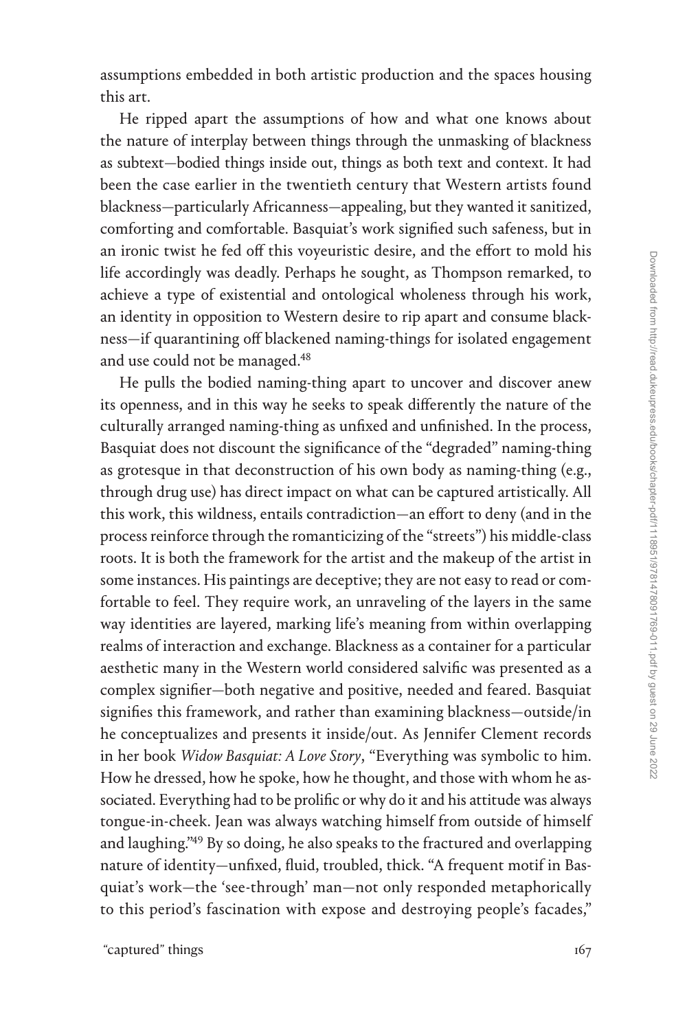assumptions embedded in both artistic production and the spaces housing this art.

He ripped apart the assumptions of how and what one knows about the nature of interplay between things through the unmasking of blackness as subtext—bodied things inside out, things as both text and context. It had been the case earlier in the twentieth century that Western artists found blackness—particularly Africanness—appealing, but they wanted it sanitized, comforting and comfortable. Basquiat's work signified such safeness, but in an ironic twist he fed off this voyeuristic desire, and the effort to mold his life accordingly was deadly. Perhaps he sought, as Thompson remarked, to achieve a type of existential and ontological wholeness through his work, an identity in opposition to Western desire to rip apart and consume blackness—if quarantining off blackened naming-things for isolated engagement and use could not be managed.[48]

He pulls the bodied naming-thing apart to uncover and discover anew its openness, and in this way he seeks to speak differently the nature of the culturally arranged naming-thing as unfixed and unfinished. In the process, Basquiat does not discount the significance of the "degraded" naming-thing as grotesque in that deconstruction of his own body as naming-thing (e.g., through drug use) has direct impact on what can be captured artistically. All this work, this wildness, entails contradiction—an effort to deny (and in the process reinforce through the romanticizing of the "streets") his middle-class roots. It is both the framework for the artist and the makeup of the artist in some instances. His paintings are deceptive; they are not easy to read or comfortable to feel. They require work, an unraveling of the layers in the same way identities are layered, marking life's meaning from within overlapping realms of interaction and exchange. Blackness as a container for a particular aesthetic many in the Western world considered salvific was presented as a complex signifier—both negative and positive, needed and feared. Basquiat signifies this framework, and rather than examining blackness—outside/in he conceptualizes and presents it inside/out. As Jennifer Clement records in her book *Widow Basquiat: A Love Story*, "Everything was symbolic to him. How he dressed, how he spoke, how he thought, and those with whom he associated. Everything had to be prolific or why do it and his attitude was always tongue-in-cheek. Jean was always watching himself from outside of himself and laughing."[49] By so doing, he also speaks to the fractured and overlapping nature of identity—unfixed, fluid, troubled, thick. "A frequent motif in Basquiat's work—the 'see-through' man—not only responded metaphorically to this period's fascination with expose and destroying people's facades,"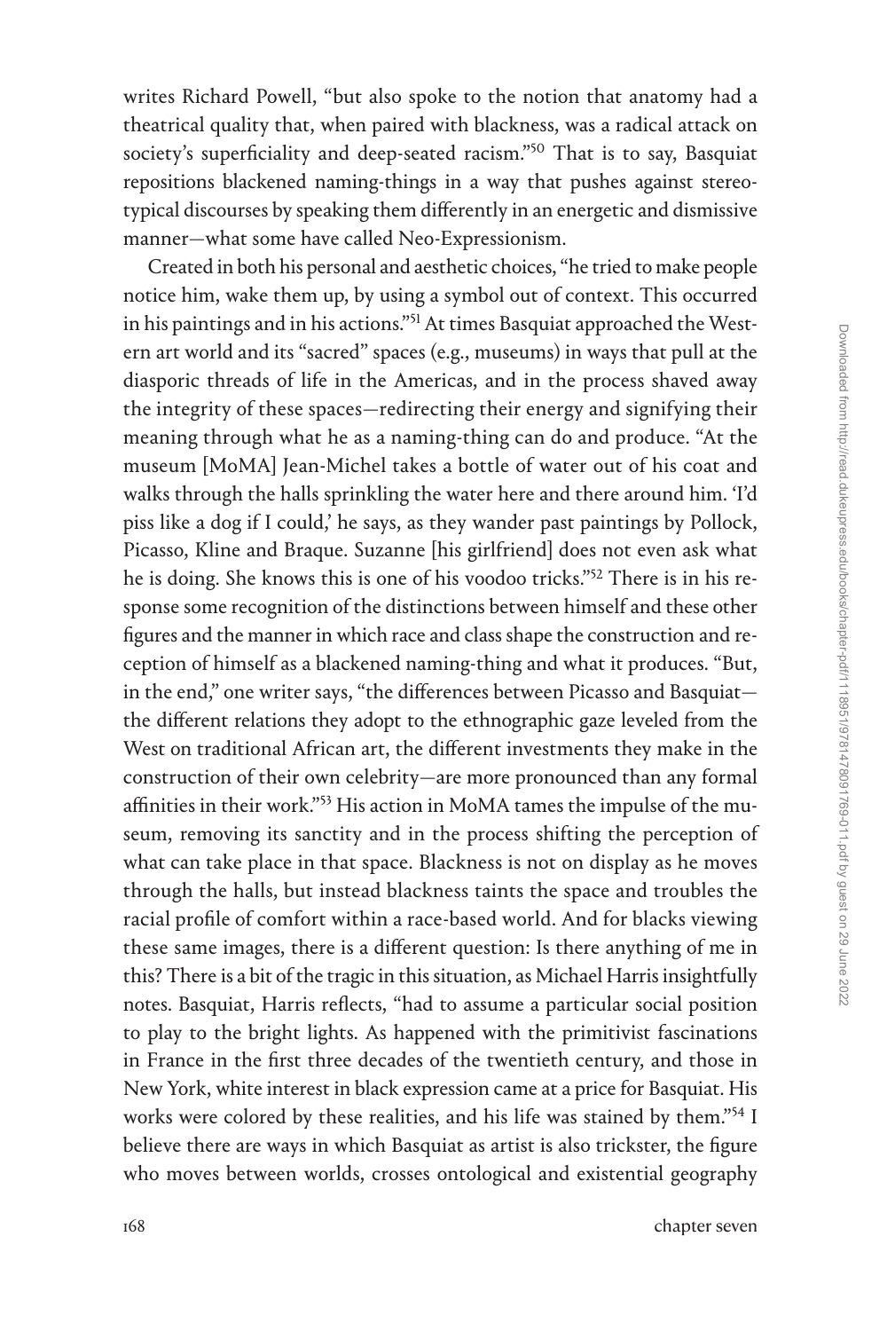writes Richard Powell, "but also spoke to the notion that anatomy had a theatrical quality that, when paired with blackness, was a radical attack on society's superficiality and deep-seated racism."[50] That is to say, Basquiat repositions blackened naming-things in a way that pushes against stereotypical discourses by speaking them differently in an energetic and dismissive manner—what some have called Neo-Expressionism.

Created in both his personal and aesthetic choices, "he tried to make people notice him, wake them up, by using a symbol out of context. This occurred in his paintings and in his actions."[51] At times Basquiat approached the Western art world and its "sacred" spaces (e.g., museums) in ways that pull at the diasporic threads of life in the Americas, and in the process shaved away the integrity of these spaces—redirecting their energy and signifying their meaning through what he as a naming-thing can do and produce. "At the museum [MoMA] Jean-Michel takes a bottle of water out of his coat and walks through the halls sprinkling the water here and there around him. 'I'd piss like a dog if I could,' he says, as they wander past paintings by Pollock, Picasso, Kline and Braque. Suzanne [his girlfriend] does not even ask what he is doing. She knows this is one of his voodoo tricks."[52] There is in his response some recognition of the distinctions between himself and these other figures and the manner in which race and class shape the construction and reception of himself as a blackened naming-thing and what it produces. "But, in the end," one writer says, "the differences between Picasso and Basquiat—the different relations they adopt to the ethnographic gaze leveled from the West on traditional African art, the different investments they make in the construction of their own celebrity—are more pronounced than any formal affinities in their work."[53] His action in MoMA tames the impulse of the museum, removing its sanctity and in the process shifting the perception of what can take place in that space. Blackness is not on display as he moves through the halls, but instead blackness taints the space and troubles the racial profile of comfort within a race-based world. And for blacks viewing these same images, there is a different question: Is there anything of me in this? There is a bit of the tragic in this situation, as Michael Harris insightfully notes. Basquiat, Harris reflects, "had to assume a particular social position to play to the bright lights. As happened with the primitivist fascinations in France in the first three decades of the twentieth century, and those in New York, white interest in black expression came at a price for Basquiat. His works were colored by these realities, and his life was stained by them."[54] I believe there are ways in which Basquiat as artist is also trickster, the figure who moves between worlds, crosses ontological and existential geography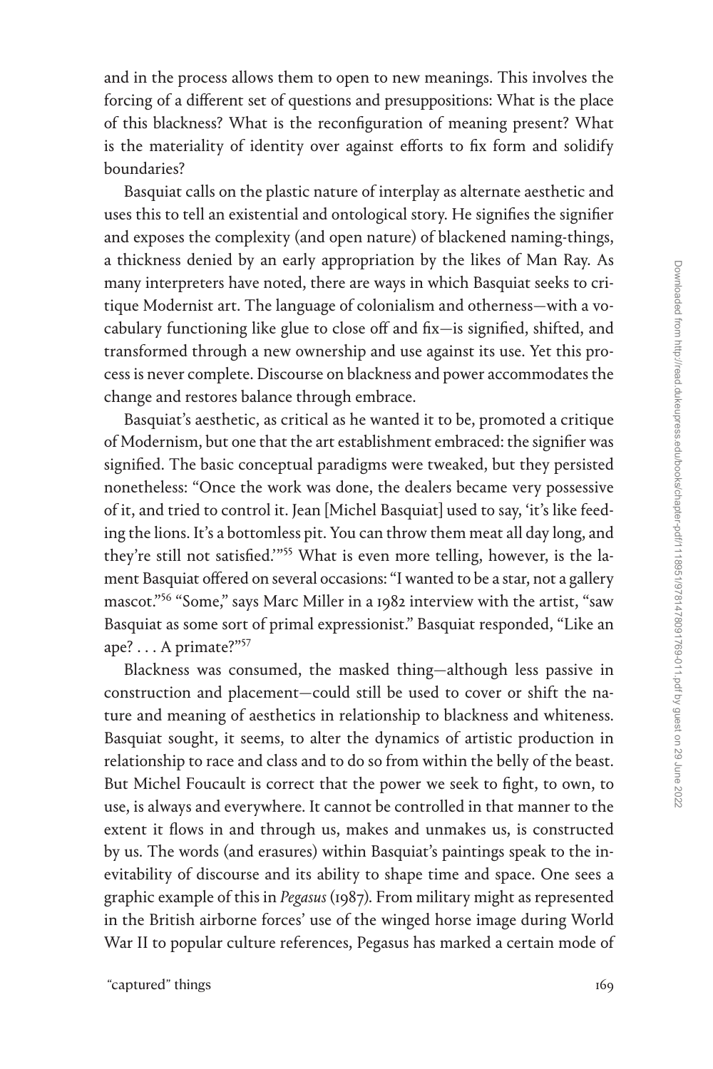and in the process allows them to open to new meanings. This involves the forcing of a different set of questions and presuppositions: What is the place of this blackness? What is the reconfiguration of meaning present? What is the materiality of identity over against efforts to fix form and solidify boundaries?

Basquiat calls on the plastic nature of interplay as alternate aesthetic and uses this to tell an existential and ontological story. He signifies the signifier and exposes the complexity (and open nature) of blackened naming-things, a thickness denied by an early appropriation by the likes of Man Ray. As many interpreters have noted, there are ways in which Basquiat seeks to critique Modernist art. The language of colonialism and otherness—with a vocabulary functioning like glue to close off and fix—is signified, shifted, and transformed through a new ownership and use against its use. Yet this process is never complete. Discourse on blackness and power accommodates the change and restores balance through embrace.

Basquiat's aesthetic, as critical as he wanted it to be, promoted a critique of Modernism, but one that the art establishment embraced: the signifier was signified. The basic conceptual paradigms were tweaked, but they persisted nonetheless: "Once the work was done, the dealers became very possessive of it, and tried to control it. Jean [Michel Basquiat] used to say, 'it's like feeding the lions. It's a bottomless pit. You can throw them meat all day long, and they're still not satisfied.'"[55] What is even more telling, however, is the lament Basquiat offered on several occasions: "I wanted to be a star, not a gallery mascot."[56] "Some," says Marc Miller in a 1982 interview with the artist, "saw Basquiat as some sort of primal expressionist." Basquiat responded, "Like an ape? . . . A primate?"[57]

Blackness was consumed, the masked thing—although less passive in construction and placement—could still be used to cover or shift the nature and meaning of aesthetics in relationship to blackness and whiteness. Basquiat sought, it seems, to alter the dynamics of artistic production in relationship to race and class and to do so from within the belly of the beast. But Michel Foucault is correct that the power we seek to fight, to own, to use, is always and everywhere. It cannot be controlled in that manner to the extent it flows in and through us, makes and unmakes us, is constructed by us. The words (and erasures) within Basquiat's paintings speak to the inevitability of discourse and its ability to shape time and space. One sees a graphic example of this in *Pegasus* (1987). From military might as represented in the British airborne forces' use of the winged horse image during World War II to popular culture references, Pegasus has marked a certain mode of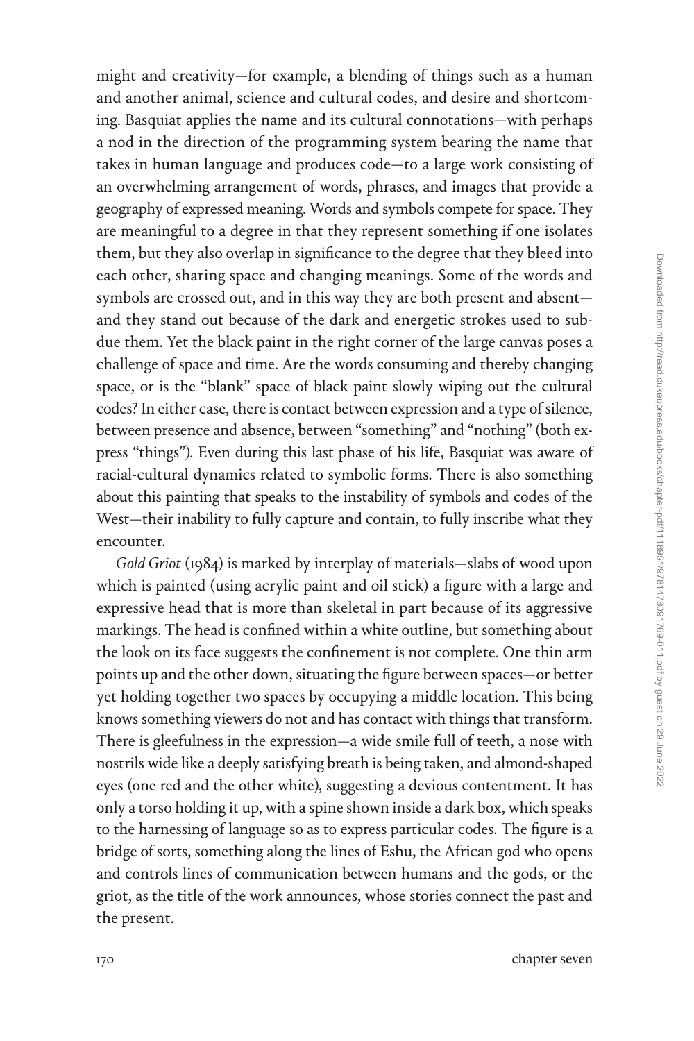might and creativity—for example, a blending of things such as a human and another animal, science and cultural codes, and desire and shortcoming. Basquiat applies the name and its cultural connotations—with perhaps a nod in the direction of the programming system bearing the name that takes in human language and produces code—to a large work consisting of an overwhelming arrangement of words, phrases, and images that provide a geography of expressed meaning. Words and symbols compete for space. They are meaningful to a degree in that they represent something if one isolates them, but they also overlap in significance to the degree that they bleed into each other, sharing space and changing meanings. Some of the words and symbols are crossed out, and in this way they are both present and absent—and they stand out because of the dark and energetic strokes used to subdue them. Yet the black paint in the right corner of the large canvas poses a challenge of space and time. Are the words consuming and thereby changing space, or is the "blank" space of black paint slowly wiping out the cultural codes? In either case, there is contact between expression and a type of silence, between presence and absence, between "something" and "nothing" (both express "things"). Even during this last phase of his life, Basquiat was aware of racial-cultural dynamics related to symbolic forms. There is also something about this painting that speaks to the instability of symbols and codes of the West—their inability to fully capture and contain, to fully inscribe what they encounter.

*Gold Griot* (1984) is marked by interplay of materials—slabs of wood upon which is painted (using acrylic paint and oil stick) a figure with a large and expressive head that is more than skeletal in part because of its aggressive markings. The head is confined within a white outline, but something about the look on its face suggests the confinement is not complete. One thin arm points up and the other down, situating the figure between spaces—or better yet holding together two spaces by occupying a middle location. This being knows something viewers do not and has contact with things that transform. There is gleefulness in the expression—a wide smile full of teeth, a nose with nostrils wide like a deeply satisfying breath is being taken, and almond-shaped eyes (one red and the other white), suggesting a devious contentment. It has only a torso holding it up, with a spine shown inside a dark box, which speaks to the harnessing of language so as to express particular codes. The figure is a bridge of sorts, something along the lines of Eshu, the African god who opens and controls lines of communication between humans and the gods, or the griot, as the title of the work announces, whose stories connect the past and the present.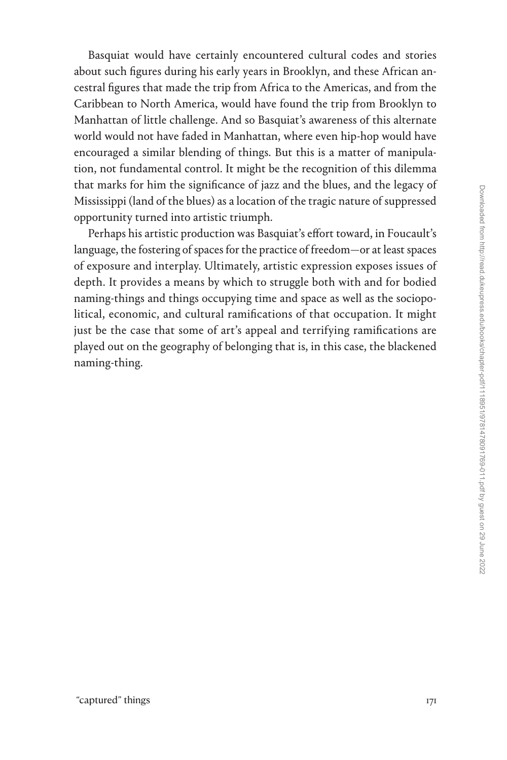Basquiat would have certainly encountered cultural codes and stories about such figures during his early years in Brooklyn, and these African ancestral figures that made the trip from Africa to the Americas, and from the Caribbean to North America, would have found the trip from Brooklyn to Manhattan of little challenge. And so Basquiat's awareness of this alternate world would not have faded in Manhattan, where even hip-hop would have encouraged a similar blending of things. But this is a matter of manipulation, not fundamental control. It might be the recognition of this dilemma that marks for him the significance of jazz and the blues, and the legacy of Mississippi (land of the blues) as a location of the tragic nature of suppressed opportunity turned into artistic triumph.

Perhaps his artistic production was Basquiat's effort toward, in Foucault's language, the fostering of spaces for the practice of freedom—or at least spaces of exposure and interplay. Ultimately, artistic expression exposes issues of depth. It provides a means by which to struggle both with and for bodied naming-things and things occupying time and space as well as the sociopolitical, economic, and cultural ramifications of that occupation. It might just be the case that some of art's appeal and terrifying ramifications are played out on the geography of belonging that is, in this case, the blackened naming-thing.